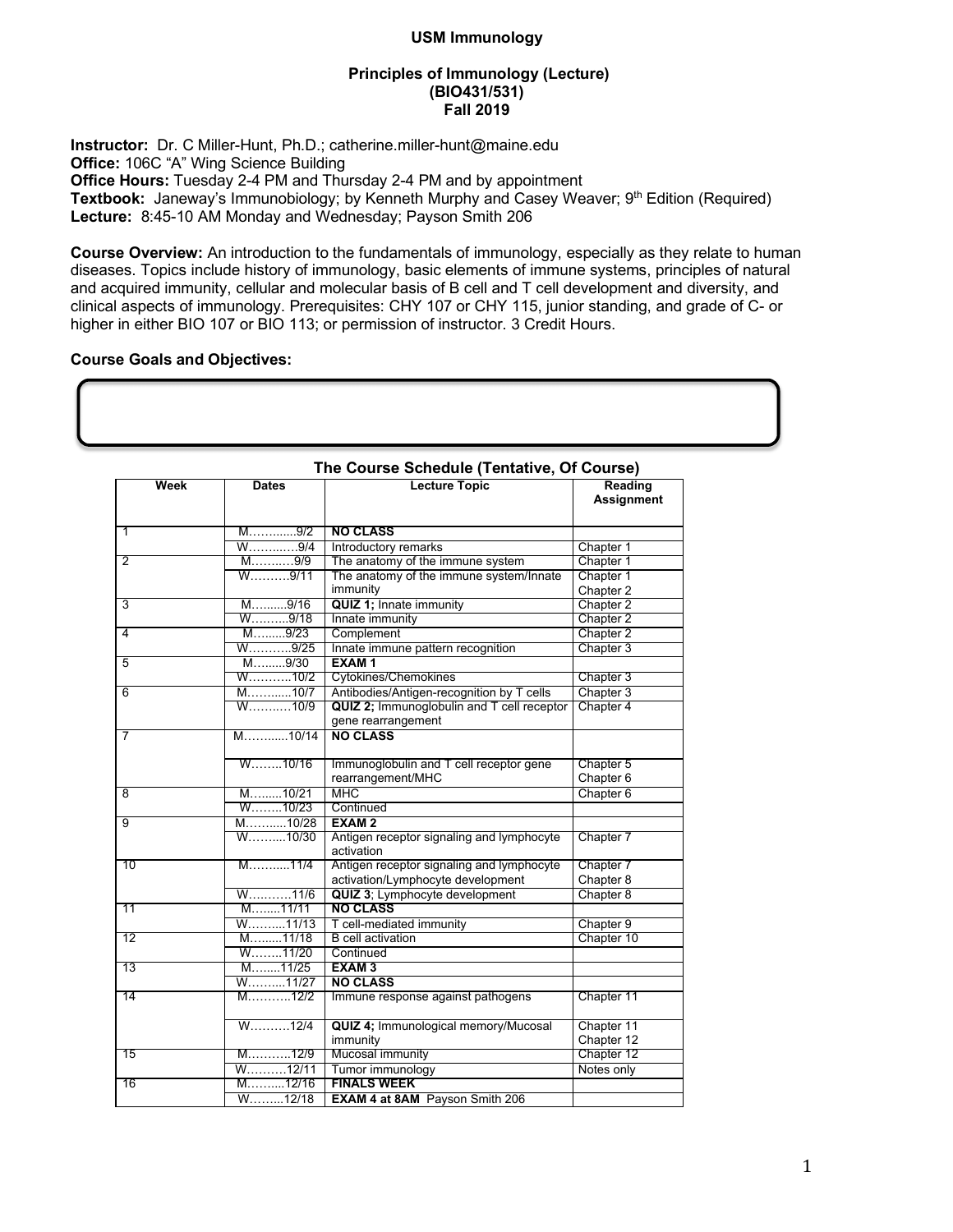# USM Immunology

## Principles of Immunology (Lecture)
## (BIO431/531)
## Fall 2019

**Instructor:** Dr. C Miller-Hunt, Ph.D.; catherine.miller-hunt@maine.edu
**Office:** 106C "A" Wing Science Building
**Office Hours:** Tuesday 2-4 PM and Thursday 2-4 PM and by appointment
**Textbook:** Janeway's Immunobiology; by Kenneth Murphy and Casey Weaver; 9th Edition (Required)
**Lecture:** 8:45-10 AM Monday and Wednesday; Payson Smith 206

**Course Overview:** An introduction to the fundamentals of immunology, especially as they relate to human diseases. Topics include history of immunology, basic elements of immune systems, principles of natural and acquired immunity, cellular and molecular basis of B cell and T cell development and diversity, and clinical aspects of immunology. Prerequisites: CHY 107 or CHY 115, junior standing, and grade of C- or higher in either BIO 107 or BIO 113; or permission of instructor. 3 Credit Hours.

**Course Goals and Objectives:**

### The Course Schedule (Tentative, Of Course)

| Week | Dates | Lecture Topic | Reading Assignment |
|---|---|---|---|
| 1 | M…….......9/2 | **NO CLASS** | |
| | W………..…9/4 | Introductory remarks | Chapter 1 |
| 2 | M………..9/9 | The anatomy of the immune system | Chapter 1 |
| | W……….9/11 | The anatomy of the immune system/Innate immunity | Chapter 1<br>Chapter 2 |
| 3 | M….......9/16 | **QUIZ 1;** Innate immunity | Chapter 2 |
| | W……….9/18 | Innate immunity | Chapter 2 |
| 4 | M….......9/23 | Complement | Chapter 2 |
| | W………..9/25 | Innate immune pattern recognition | Chapter 3 |
| 5 | M….......9/30 | **EXAM 1** | |
| | W………..10/2 | Cytokines/Chemokines | Chapter 3 |
| 6 | M…….......10/7 | Antibodies/Antigen-recognition by T cells | Chapter 3 |
| | W………..10/9 | **QUIZ 2;** Immunoglobulin and T cell receptor gene rearrangement | Chapter 4 |
| 7 | M…….......10/14 | **NO CLASS** | |
| | W……..10/16 | Immunoglobulin and T cell receptor gene rearrangement/MHC | Chapter 5<br>Chapter 6 |
| 8 | M….......10/21 | MHC | Chapter 6 |
| | W……..10/23 | Continued | |
| 9 | M……....10/28 | **EXAM 2** | |
| | W……....10/30 | Antigen receptor signaling and lymphocyte activation | Chapter 7 |
| 10 | M……....11/4 | Antigen receptor signaling and lymphocyte activation/Lymphocyte development | Chapter 7<br>Chapter 8 |
| | W………..11/6 | **QUIZ 3**; Lymphocyte development | Chapter 8 |
| 11 | M….....11/11 | **NO CLASS** | |
| | W……....11/13 | T cell-mediated immunity | Chapter 9 |
| 12 | M….......11/18 | B cell activation | Chapter 10 |
| | W……..11/20 | Continued | |
| 13 | M…......11/25 | **EXAM 3** | |
| | W……....11/27 | **NO CLASS** | |
| 14 | M………..12/2 | Immune response against pathogens | Chapter 11 |
| | W……….12/4 | **QUIZ 4;** Immunological memory/Mucosal immunity | Chapter 11<br>Chapter 12 |
| 15 | M………..12/9 | Mucosal immunity | Chapter 12 |
| | W……….12/11 | Tumor immunology | Notes only |
| 16 | M……....12/16 | **FINALS WEEK** | |
| | W……...12/18 | **EXAM 4 at 8AM** Payson Smith 206 | |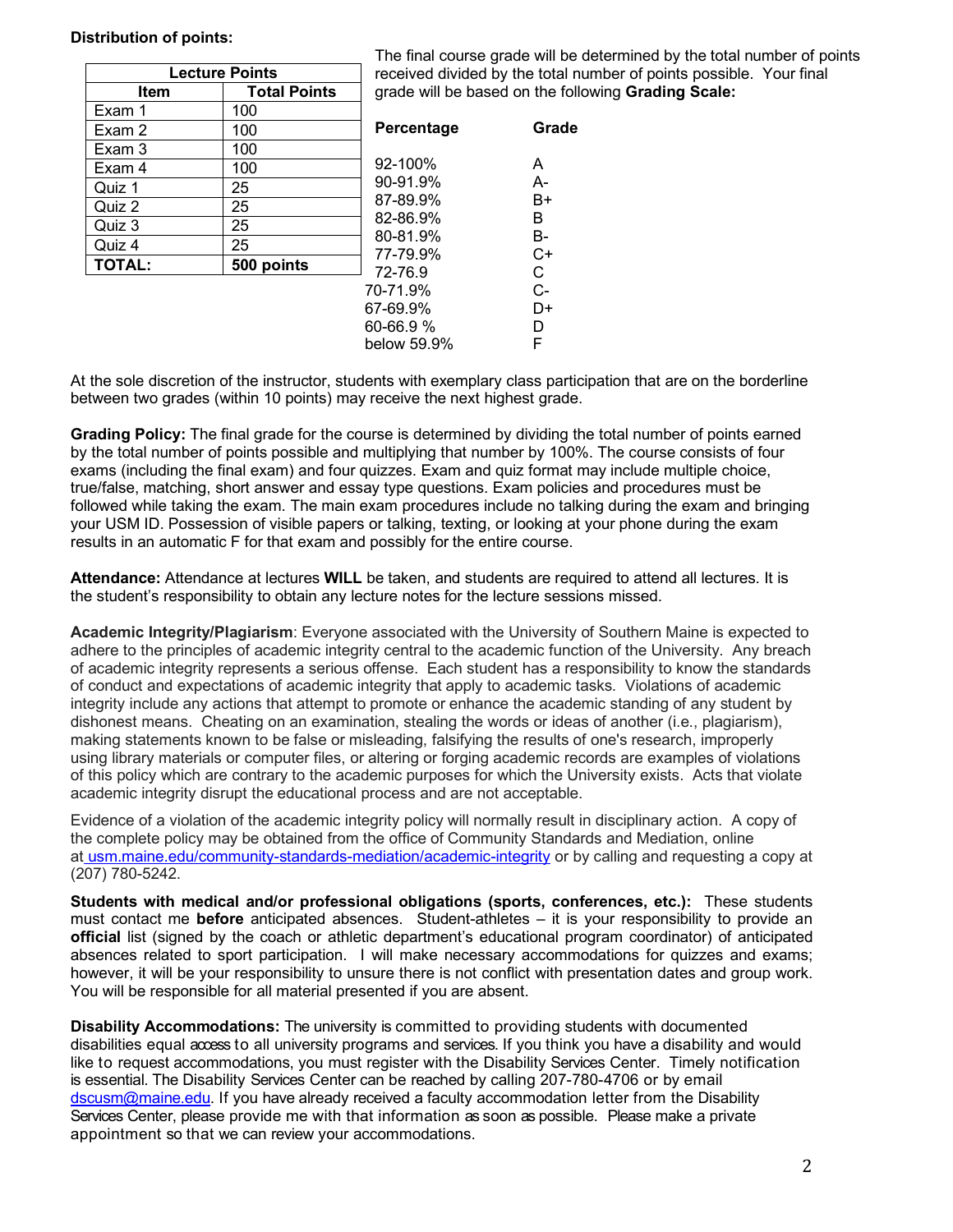**Distribution of points:**

| Lecture Points | |
|---|---|
| **Item** | **Total Points** |
| Exam 1 | 100 |
| Exam 2 | 100 |
| Exam 3 | 100 |
| Exam 4 | 100 |
| Quiz 1 | 25 |
| Quiz 2 | 25 |
| Quiz 3 | 25 |
| Quiz 4 | 25 |
| **TOTAL:** | **500 points** |

The final course grade will be determined by the total number of points received divided by the total number of points possible. Your final grade will be based on the following **Grading Scale:**

| **Percentage** | **Grade** |
|---|---|
| 92-100% | A |
| 90-91.9% | A- |
| 87-89.9% | B+ |
| 82-86.9% | B |
| 80-81.9% | B- |
| 77-79.9% | C+ |
| 72-76.9 | C |
| 70-71.9% | C- |
| 67-69.9% | D+ |
| 60-66.9 % | D |
| below 59.9% | F |

At the sole discretion of the instructor, students with exemplary class participation that are on the borderline between two grades (within 10 points) may receive the next highest grade.

**Grading Policy:** The final grade for the course is determined by dividing the total number of points earned by the total number of points possible and multiplying that number by 100%. The course consists of four exams (including the final exam) and four quizzes. Exam and quiz format may include multiple choice, true/false, matching, short answer and essay type questions. Exam policies and procedures must be followed while taking the exam. The main exam procedures include no talking during the exam and bringing your USM ID. Possession of visible papers or talking, texting, or looking at your phone during the exam results in an automatic F for that exam and possibly for the entire course.

**Attendance:** Attendance at lectures **WILL** be taken, and students are required to attend all lectures. It is the student's responsibility to obtain any lecture notes for the lecture sessions missed.

**Academic Integrity/Plagiarism**: Everyone associated with the University of Southern Maine is expected to adhere to the principles of academic integrity central to the academic function of the University. Any breach of academic integrity represents a serious offense. Each student has a responsibility to know the standards of conduct and expectations of academic integrity that apply to academic tasks. Violations of academic integrity include any actions that attempt to promote or enhance the academic standing of any student by dishonest means. Cheating on an examination, stealing the words or ideas of another (i.e., plagiarism), making statements known to be false or misleading, falsifying the results of one's research, improperly using library materials or computer files, or altering or forging academic records are examples of violations of this policy which are contrary to the academic purposes for which the University exists. Acts that violate academic integrity disrupt the educational process and are not acceptable.

Evidence of a violation of the academic integrity policy will normally result in disciplinary action. A copy of the complete policy may be obtained from the office of Community Standards and Mediation, online at usm.maine.edu/community-standards-mediation/academic-integrity or by calling and requesting a copy at (207) 780-5242.

**Students with medical and/or professional obligations (sports, conferences, etc.):** These students must contact me **before** anticipated absences. Student-athletes – it is your responsibility to provide an **official** list (signed by the coach or athletic department's educational program coordinator) of anticipated absences related to sport participation. I will make necessary accommodations for quizzes and exams; however, it will be your responsibility to unsure there is not conflict with presentation dates and group work. You will be responsible for all material presented if you are absent.

**Disability Accommodations:** The university is committed to providing students with documented disabilities equal access to all university programs and services. If you think you have a disability and would like to request accommodations, you must register with the Disability Services Center. Timely notification is essential. The Disability Services Center can be reached by calling 207-780-4706 or by email dscusm@maine.edu. If you have already received a faculty accommodation letter from the Disability Services Center, please provide me with that information as soon as possible. Please make a private appointment so that we can review your accommodations.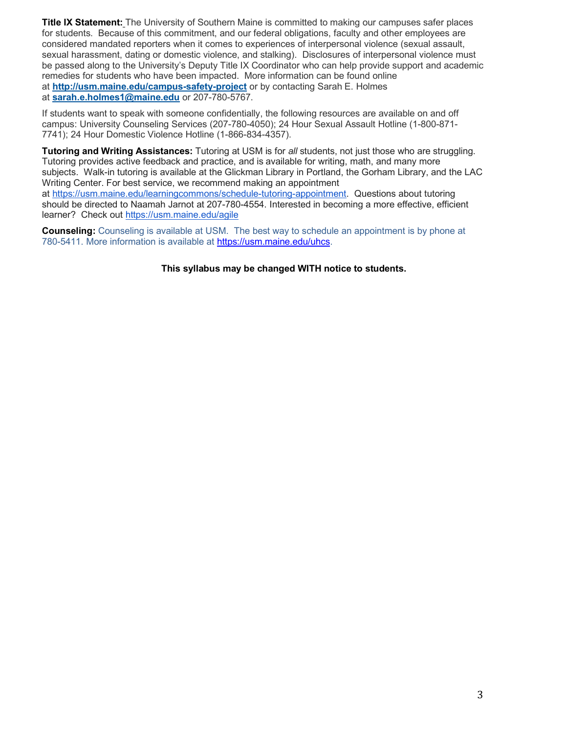**Title IX Statement:** The University of Southern Maine is committed to making our campuses safer places for students. Because of this commitment, and our federal obligations, faculty and other employees are considered mandated reporters when it comes to experiences of interpersonal violence (sexual assault, sexual harassment, dating or domestic violence, and stalking). Disclosures of interpersonal violence must be passed along to the University's Deputy Title IX Coordinator who can help provide support and academic remedies for students who have been impacted. More information can be found online at **http://usm.maine.edu/campus-safety-project** or by contacting Sarah E. Holmes at **sarah.e.holmes1@maine.edu** or 207-780-5767.

If students want to speak with someone confidentially, the following resources are available on and off campus: University Counseling Services (207-780-4050); 24 Hour Sexual Assault Hotline (1-800-871-7741); 24 Hour Domestic Violence Hotline (1-866-834-4357).

**Tutoring and Writing Assistances:** Tutoring at USM is for *all* students, not just those who are struggling. Tutoring provides active feedback and practice, and is available for writing, math, and many more subjects. Walk-in tutoring is available at the Glickman Library in Portland, the Gorham Library, and the LAC Writing Center. For best service, we recommend making an appointment at https://usm.maine.edu/learningcommons/schedule-tutoring-appointment. Questions about tutoring should be directed to Naamah Jarnot at 207-780-4554. Interested in becoming a more effective, efficient learner? Check out https://usm.maine.edu/agile

**Counseling:** Counseling is available at USM. The best way to schedule an appointment is by phone at 780-5411. More information is available at https://usm.maine.edu/uhcs.

**This syllabus may be changed WITH notice to students.**